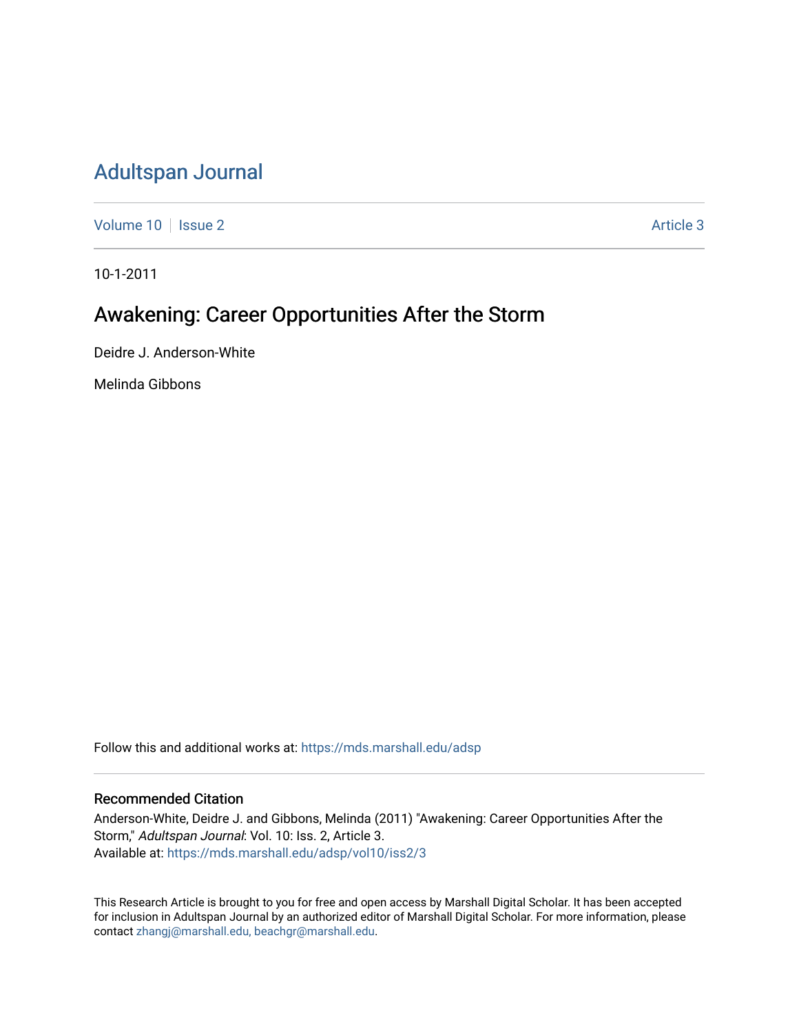# Adultspan Journal

Volume 10 | Issue 2 | Article 3

10-1-2011

## Awakening: Career Opportunities After the Storm

Deidre J. Anderson-White

Melinda Gibbons

Follow this and additional works at: https://mds.marshall.edu/adsp

### Recommended Citation

Anderson-White, Deidre J. and Gibbons, Melinda (2011) "Awakening: Career Opportunities After the Storm," *Adultspan Journal*: Vol. 10: Iss. 2, Article 3.
Available at: https://mds.marshall.edu/adsp/vol10/iss2/3

This Research Article is brought to you for free and open access by Marshall Digital Scholar. It has been accepted for inclusion in Adultspan Journal by an authorized editor of Marshall Digital Scholar. For more information, please contact zhangj@marshall.edu, beachgr@marshall.edu.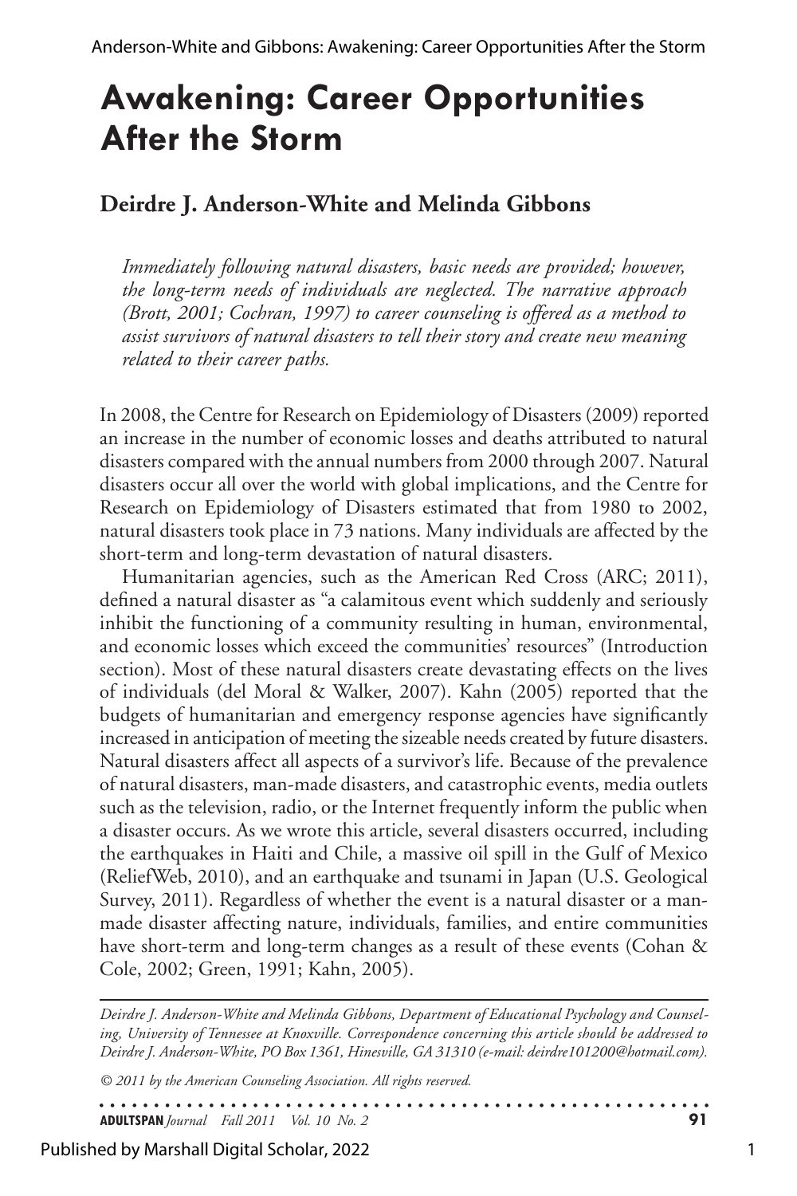# Awakening: Career Opportunities After the Storm

**Deirdre J. Anderson-White and Melinda Gibbons**

*Immediately following natural disasters, basic needs are provided; however, the long-term needs of individuals are neglected. The narrative approach (Brott, 2001; Cochran, 1997) to career counseling is offered as a method to assist survivors of natural disasters to tell their story and create new meaning related to their career paths.*

In 2008, the Centre for Research on Epidemiology of Disasters (2009) reported an increase in the number of economic losses and deaths attributed to natural disasters compared with the annual numbers from 2000 through 2007. Natural disasters occur all over the world with global implications, and the Centre for Research on Epidemiology of Disasters estimated that from 1980 to 2002, natural disasters took place in 73 nations. Many individuals are affected by the short-term and long-term devastation of natural disasters.

Humanitarian agencies, such as the American Red Cross (ARC; 2011), defined a natural disaster as "a calamitous event which suddenly and seriously inhibit the functioning of a community resulting in human, environmental, and economic losses which exceed the communities' resources" (Introduction section). Most of these natural disasters create devastating effects on the lives of individuals (del Moral & Walker, 2007). Kahn (2005) reported that the budgets of humanitarian and emergency response agencies have significantly increased in anticipation of meeting the sizeable needs created by future disasters. Natural disasters affect all aspects of a survivor's life. Because of the prevalence of natural disasters, man-made disasters, and catastrophic events, media outlets such as the television, radio, or the Internet frequently inform the public when a disaster occurs. As we wrote this article, several disasters occurred, including the earthquakes in Haiti and Chile, a massive oil spill in the Gulf of Mexico (ReliefWeb, 2010), and an earthquake and tsunami in Japan (U.S. Geological Survey, 2011). Regardless of whether the event is a natural disaster or a man-made disaster affecting nature, individuals, families, and entire communities have short-term and long-term changes as a result of these events (Cohan & Cole, 2002; Green, 1991; Kahn, 2005).

*Deirdre J. Anderson-White and Melinda Gibbons, Department of Educational Psychology and Counseling, University of Tennessee at Knoxville. Correspondence concerning this article should be addressed to Deirdre J. Anderson-White, PO Box 1361, Hinesville, GA 31310 (e-mail: deirdre101200@hotmail.com).*

*© 2011 by the American Counseling Association. All rights reserved.*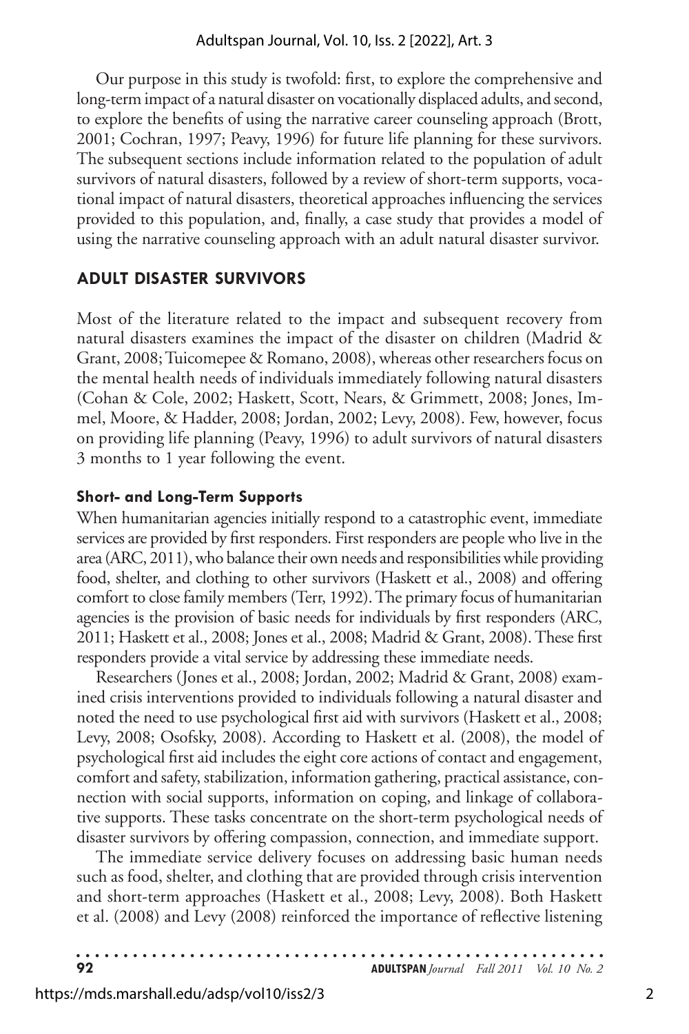Our purpose in this study is twofold: first, to explore the comprehensive and long-term impact of a natural disaster on vocationally displaced adults, and second, to explore the benefits of using the narrative career counseling approach (Brott, 2001; Cochran, 1997; Peavy, 1996) for future life planning for these survivors. The subsequent sections include information related to the population of adult survivors of natural disasters, followed by a review of short-term supports, vocational impact of natural disasters, theoretical approaches influencing the services provided to this population, and, finally, a case study that provides a model of using the narrative counseling approach with an adult natural disaster survivor.

## ADULT DISASTER SURVIVORS

Most of the literature related to the impact and subsequent recovery from natural disasters examines the impact of the disaster on children (Madrid & Grant, 2008; Tuicomepee & Romano, 2008), whereas other researchers focus on the mental health needs of individuals immediately following natural disasters (Cohan & Cole, 2002; Haskett, Scott, Nears, & Grimmett, 2008; Jones, Immel, Moore, & Hadder, 2008; Jordan, 2002; Levy, 2008). Few, however, focus on providing life planning (Peavy, 1996) to adult survivors of natural disasters 3 months to 1 year following the event.

### Short- and Long-Term Supports

When humanitarian agencies initially respond to a catastrophic event, immediate services are provided by first responders. First responders are people who live in the area (ARC, 2011), who balance their own needs and responsibilities while providing food, shelter, and clothing to other survivors (Haskett et al., 2008) and offering comfort to close family members (Terr, 1992). The primary focus of humanitarian agencies is the provision of basic needs for individuals by first responders (ARC, 2011; Haskett et al., 2008; Jones et al., 2008; Madrid & Grant, 2008). These first responders provide a vital service by addressing these immediate needs.

Researchers (Jones et al., 2008; Jordan, 2002; Madrid & Grant, 2008) examined crisis interventions provided to individuals following a natural disaster and noted the need to use psychological first aid with survivors (Haskett et al., 2008; Levy, 2008; Osofsky, 2008). According to Haskett et al. (2008), the model of psychological first aid includes the eight core actions of contact and engagement, comfort and safety, stabilization, information gathering, practical assistance, connection with social supports, information on coping, and linkage of collaborative supports. These tasks concentrate on the short-term psychological needs of disaster survivors by offering compassion, connection, and immediate support.

The immediate service delivery focuses on addressing basic human needs such as food, shelter, and clothing that are provided through crisis intervention and short-term approaches (Haskett et al., 2008; Levy, 2008). Both Haskett et al. (2008) and Levy (2008) reinforced the importance of reflective listening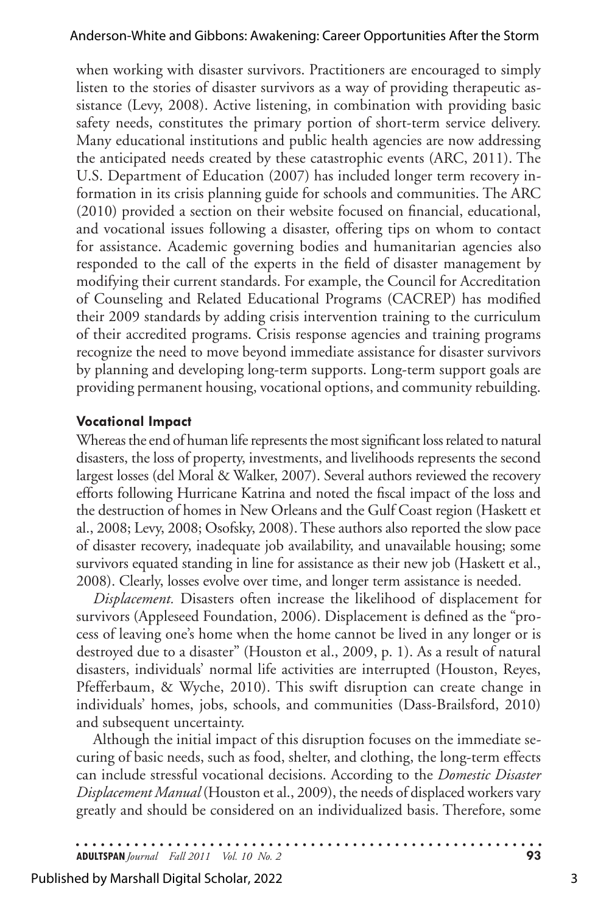when working with disaster survivors. Practitioners are encouraged to simply listen to the stories of disaster survivors as a way of providing therapeutic assistance (Levy, 2008). Active listening, in combination with providing basic safety needs, constitutes the primary portion of short-term service delivery. Many educational institutions and public health agencies are now addressing the anticipated needs created by these catastrophic events (ARC, 2011). The U.S. Department of Education (2007) has included longer term recovery information in its crisis planning guide for schools and communities. The ARC (2010) provided a section on their website focused on financial, educational, and vocational issues following a disaster, offering tips on whom to contact for assistance. Academic governing bodies and humanitarian agencies also responded to the call of the experts in the field of disaster management by modifying their current standards. For example, the Council for Accreditation of Counseling and Related Educational Programs (CACREP) has modified their 2009 standards by adding crisis intervention training to the curriculum of their accredited programs. Crisis response agencies and training programs recognize the need to move beyond immediate assistance for disaster survivors by planning and developing long-term supports. Long-term support goals are providing permanent housing, vocational options, and community rebuilding.

### Vocational Impact

Whereas the end of human life represents the most significant loss related to natural disasters, the loss of property, investments, and livelihoods represents the second largest losses (del Moral & Walker, 2007). Several authors reviewed the recovery efforts following Hurricane Katrina and noted the fiscal impact of the loss and the destruction of homes in New Orleans and the Gulf Coast region (Haskett et al., 2008; Levy, 2008; Osofsky, 2008). These authors also reported the slow pace of disaster recovery, inadequate job availability, and unavailable housing; some survivors equated standing in line for assistance as their new job (Haskett et al., 2008). Clearly, losses evolve over time, and longer term assistance is needed.

*Displacement.* Disasters often increase the likelihood of displacement for survivors (Appleseed Foundation, 2006). Displacement is defined as the "process of leaving one's home when the home cannot be lived in any longer or is destroyed due to a disaster" (Houston et al., 2009, p. 1). As a result of natural disasters, individuals' normal life activities are interrupted (Houston, Reyes, Pfefferbaum, & Wyche, 2010). This swift disruption can create change in individuals' homes, jobs, schools, and communities (Dass-Brailsford, 2010) and subsequent uncertainty.

Although the initial impact of this disruption focuses on the immediate securing of basic needs, such as food, shelter, and clothing, the long-term effects can include stressful vocational decisions. According to the *Domestic Disaster Displacement Manual* (Houston et al., 2009), the needs of displaced workers vary greatly and should be considered on an individualized basis. Therefore, some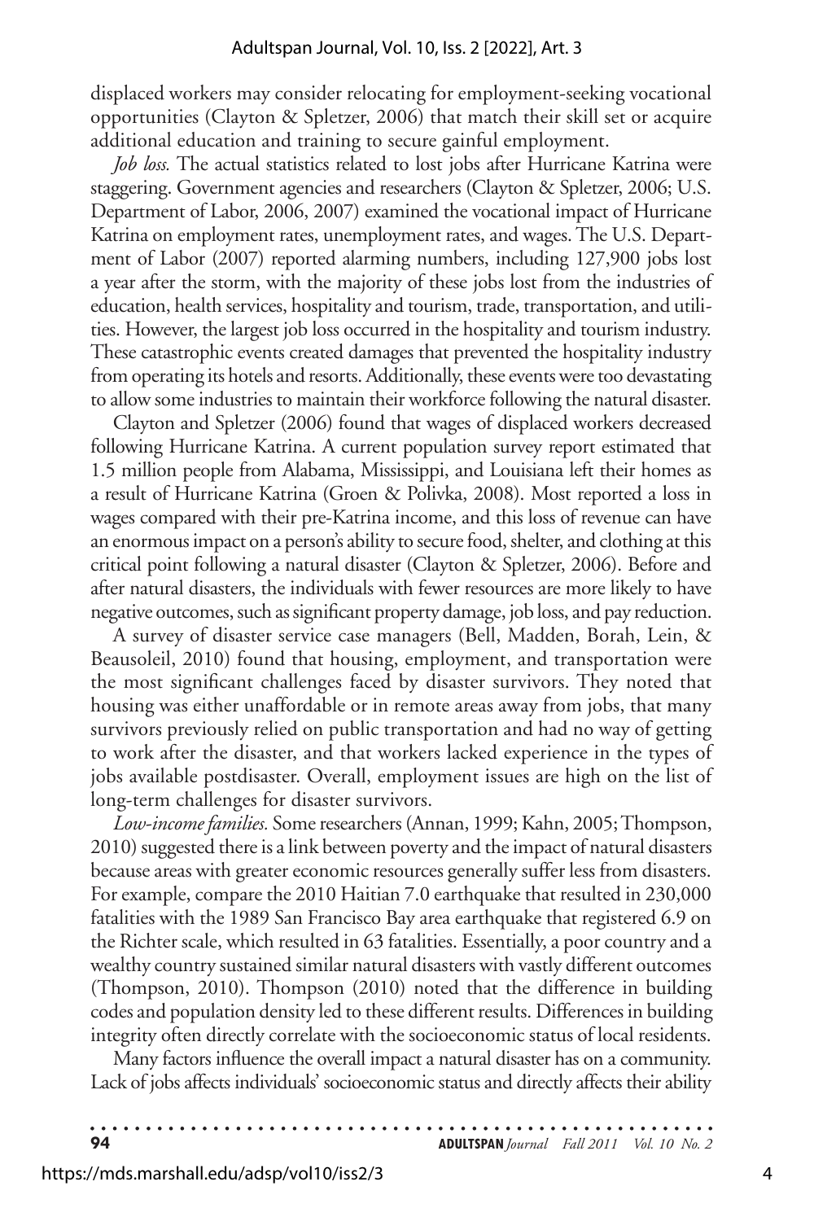displaced workers may consider relocating for employment-seeking vocational opportunities (Clayton & Spletzer, 2006) that match their skill set or acquire additional education and training to secure gainful employment.

*Job loss.* The actual statistics related to lost jobs after Hurricane Katrina were staggering. Government agencies and researchers (Clayton & Spletzer, 2006; U.S. Department of Labor, 2006, 2007) examined the vocational impact of Hurricane Katrina on employment rates, unemployment rates, and wages. The U.S. Department of Labor (2007) reported alarming numbers, including 127,900 jobs lost a year after the storm, with the majority of these jobs lost from the industries of education, health services, hospitality and tourism, trade, transportation, and utilities. However, the largest job loss occurred in the hospitality and tourism industry. These catastrophic events created damages that prevented the hospitality industry from operating its hotels and resorts. Additionally, these events were too devastating to allow some industries to maintain their workforce following the natural disaster.

Clayton and Spletzer (2006) found that wages of displaced workers decreased following Hurricane Katrina. A current population survey report estimated that 1.5 million people from Alabama, Mississippi, and Louisiana left their homes as a result of Hurricane Katrina (Groen & Polivka, 2008). Most reported a loss in wages compared with their pre-Katrina income, and this loss of revenue can have an enormous impact on a person's ability to secure food, shelter, and clothing at this critical point following a natural disaster (Clayton & Spletzer, 2006). Before and after natural disasters, the individuals with fewer resources are more likely to have negative outcomes, such as significant property damage, job loss, and pay reduction.

A survey of disaster service case managers (Bell, Madden, Borah, Lein, & Beausoleil, 2010) found that housing, employment, and transportation were the most significant challenges faced by disaster survivors. They noted that housing was either unaffordable or in remote areas away from jobs, that many survivors previously relied on public transportation and had no way of getting to work after the disaster, and that workers lacked experience in the types of jobs available postdisaster. Overall, employment issues are high on the list of long-term challenges for disaster survivors.

*Low-income families.* Some researchers (Annan, 1999; Kahn, 2005; Thompson, 2010) suggested there is a link between poverty and the impact of natural disasters because areas with greater economic resources generally suffer less from disasters. For example, compare the 2010 Haitian 7.0 earthquake that resulted in 230,000 fatalities with the 1989 San Francisco Bay area earthquake that registered 6.9 on the Richter scale, which resulted in 63 fatalities. Essentially, a poor country and a wealthy country sustained similar natural disasters with vastly different outcomes (Thompson, 2010). Thompson (2010) noted that the difference in building codes and population density led to these different results. Differences in building integrity often directly correlate with the socioeconomic status of local residents.

Many factors influence the overall impact a natural disaster has on a community. Lack of jobs affects individuals' socioeconomic status and directly affects their ability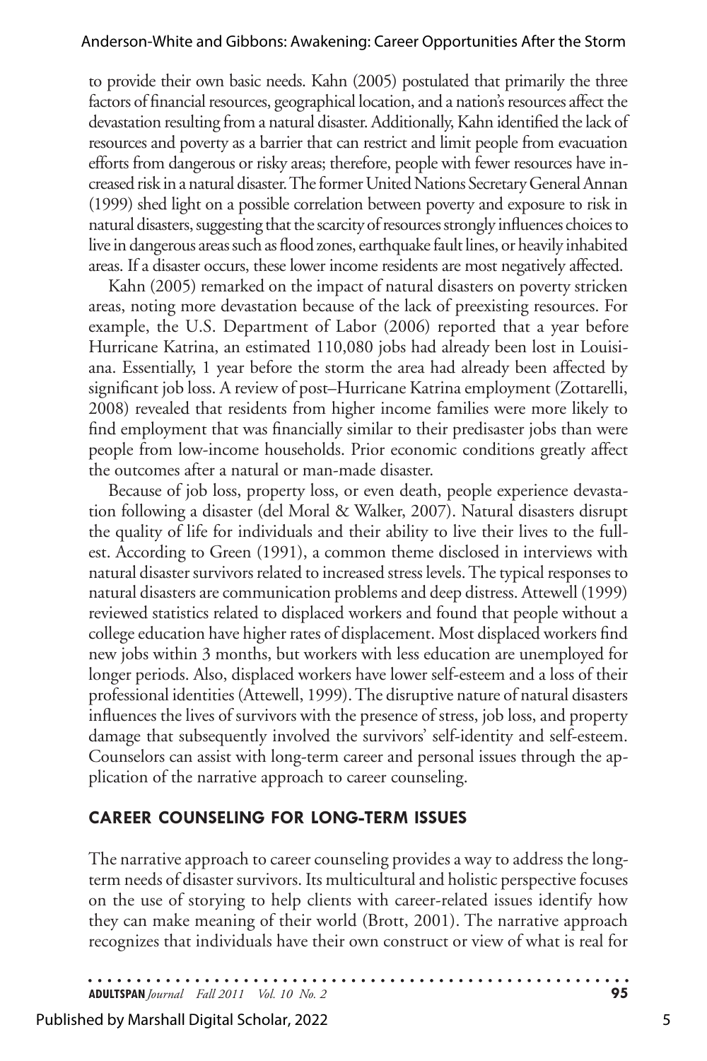to provide their own basic needs. Kahn (2005) postulated that primarily the three factors of financial resources, geographical location, and a nation's resources affect the devastation resulting from a natural disaster. Additionally, Kahn identified the lack of resources and poverty as a barrier that can restrict and limit people from evacuation efforts from dangerous or risky areas; therefore, people with fewer resources have increased risk in a natural disaster. The former United Nations Secretary General Annan (1999) shed light on a possible correlation between poverty and exposure to risk in natural disasters, suggesting that the scarcity of resources strongly influences choices to live in dangerous areas such as flood zones, earthquake fault lines, or heavily inhabited areas. If a disaster occurs, these lower income residents are most negatively affected.

Kahn (2005) remarked on the impact of natural disasters on poverty stricken areas, noting more devastation because of the lack of preexisting resources. For example, the U.S. Department of Labor (2006) reported that a year before Hurricane Katrina, an estimated 110,080 jobs had already been lost in Louisiana. Essentially, 1 year before the storm the area had already been affected by significant job loss. A review of post–Hurricane Katrina employment (Zottarelli, 2008) revealed that residents from higher income families were more likely to find employment that was financially similar to their predisaster jobs than were people from low-income households. Prior economic conditions greatly affect the outcomes after a natural or man-made disaster.

Because of job loss, property loss, or even death, people experience devastation following a disaster (del Moral & Walker, 2007). Natural disasters disrupt the quality of life for individuals and their ability to live their lives to the fullest. According to Green (1991), a common theme disclosed in interviews with natural disaster survivors related to increased stress levels. The typical responses to natural disasters are communication problems and deep distress. Attewell (1999) reviewed statistics related to displaced workers and found that people without a college education have higher rates of displacement. Most displaced workers find new jobs within 3 months, but workers with less education are unemployed for longer periods. Also, displaced workers have lower self-esteem and a loss of their professional identities (Attewell, 1999). The disruptive nature of natural disasters influences the lives of survivors with the presence of stress, job loss, and property damage that subsequently involved the survivors' self-identity and self-esteem. Counselors can assist with long-term career and personal issues through the application of the narrative approach to career counseling.

## CAREER COUNSELING FOR LONG-TERM ISSUES

The narrative approach to career counseling provides a way to address the long-term needs of disaster survivors. Its multicultural and holistic perspective focuses on the use of storying to help clients with career-related issues identify how they can make meaning of their world (Brott, 2001). The narrative approach recognizes that individuals have their own construct or view of what is real for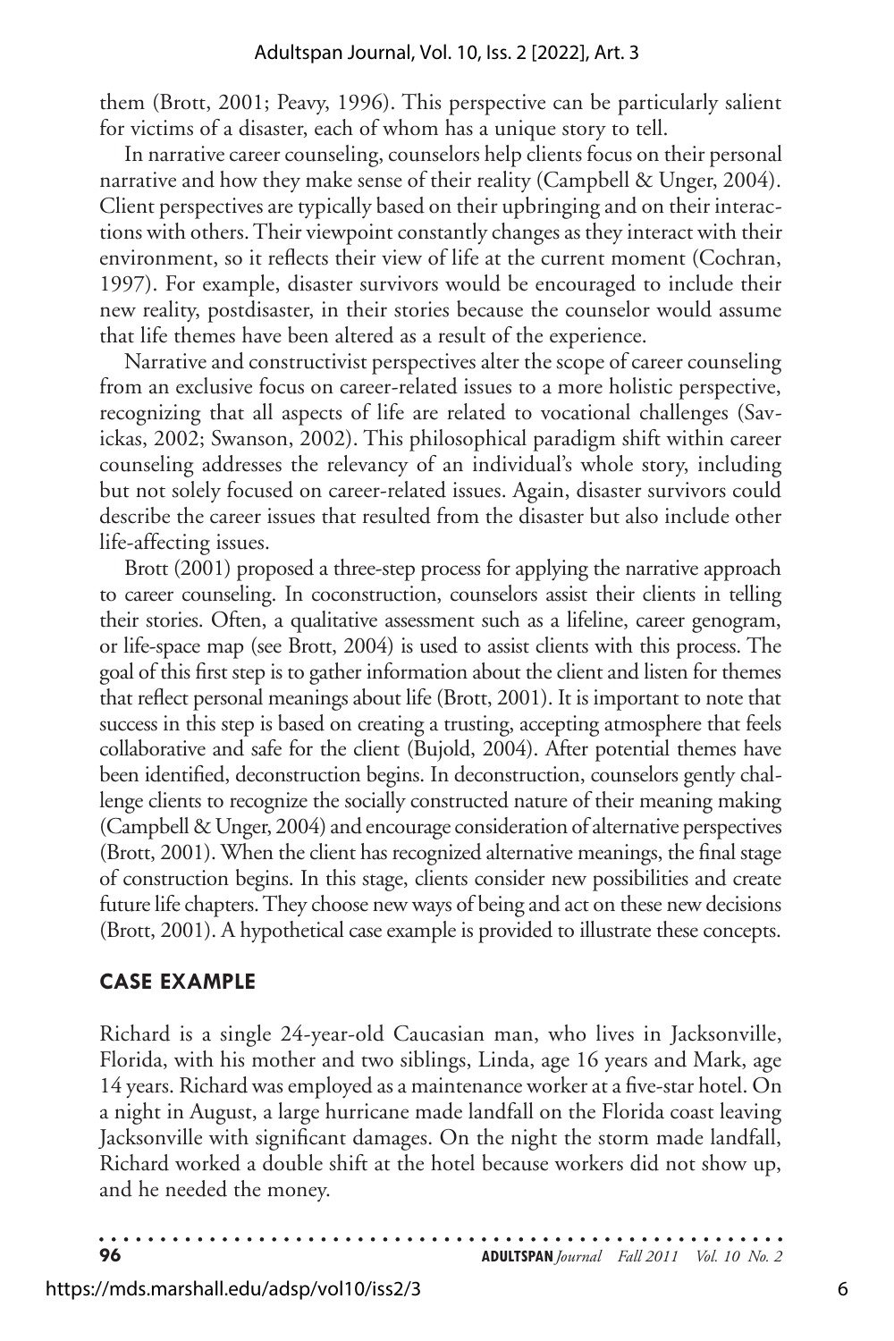them (Brott, 2001; Peavy, 1996). This perspective can be particularly salient for victims of a disaster, each of whom has a unique story to tell.

In narrative career counseling, counselors help clients focus on their personal narrative and how they make sense of their reality (Campbell & Unger, 2004). Client perspectives are typically based on their upbringing and on their interactions with others. Their viewpoint constantly changes as they interact with their environment, so it reflects their view of life at the current moment (Cochran, 1997). For example, disaster survivors would be encouraged to include their new reality, postdisaster, in their stories because the counselor would assume that life themes have been altered as a result of the experience.

Narrative and constructivist perspectives alter the scope of career counseling from an exclusive focus on career-related issues to a more holistic perspective, recognizing that all aspects of life are related to vocational challenges (Savickas, 2002; Swanson, 2002). This philosophical paradigm shift within career counseling addresses the relevancy of an individual's whole story, including but not solely focused on career-related issues. Again, disaster survivors could describe the career issues that resulted from the disaster but also include other life-affecting issues.

Brott (2001) proposed a three-step process for applying the narrative approach to career counseling. In coconstruction, counselors assist their clients in telling their stories. Often, a qualitative assessment such as a lifeline, career genogram, or life-space map (see Brott, 2004) is used to assist clients with this process. The goal of this first step is to gather information about the client and listen for themes that reflect personal meanings about life (Brott, 2001). It is important to note that success in this step is based on creating a trusting, accepting atmosphere that feels collaborative and safe for the client (Bujold, 2004). After potential themes have been identified, deconstruction begins. In deconstruction, counselors gently challenge clients to recognize the socially constructed nature of their meaning making (Campbell & Unger, 2004) and encourage consideration of alternative perspectives (Brott, 2001). When the client has recognized alternative meanings, the final stage of construction begins. In this stage, clients consider new possibilities and create future life chapters. They choose new ways of being and act on these new decisions (Brott, 2001). A hypothetical case example is provided to illustrate these concepts.

## CASE EXAMPLE

Richard is a single 24-year-old Caucasian man, who lives in Jacksonville, Florida, with his mother and two siblings, Linda, age 16 years and Mark, age 14 years. Richard was employed as a maintenance worker at a five-star hotel. On a night in August, a large hurricane made landfall on the Florida coast leaving Jacksonville with significant damages. On the night the storm made landfall, Richard worked a double shift at the hotel because workers did not show up, and he needed the money.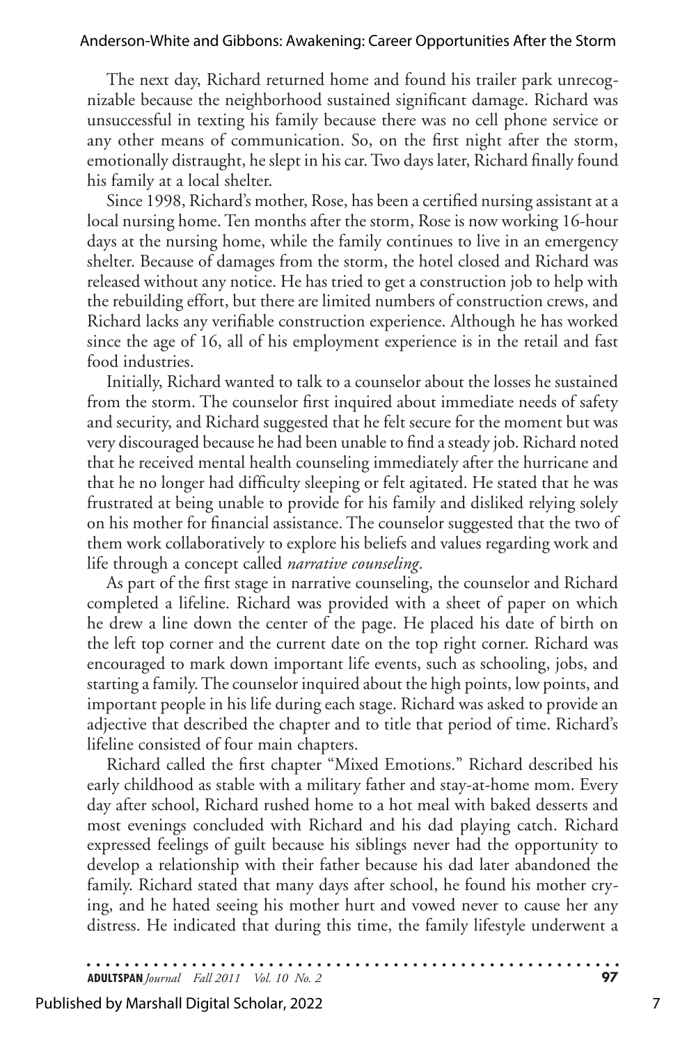The next day, Richard returned home and found his trailer park unrecognizable because the neighborhood sustained significant damage. Richard was unsuccessful in texting his family because there was no cell phone service or any other means of communication. So, on the first night after the storm, emotionally distraught, he slept in his car. Two days later, Richard finally found his family at a local shelter.

Since 1998, Richard's mother, Rose, has been a certified nursing assistant at a local nursing home. Ten months after the storm, Rose is now working 16-hour days at the nursing home, while the family continues to live in an emergency shelter. Because of damages from the storm, the hotel closed and Richard was released without any notice. He has tried to get a construction job to help with the rebuilding effort, but there are limited numbers of construction crews, and Richard lacks any verifiable construction experience. Although he has worked since the age of 16, all of his employment experience is in the retail and fast food industries.

Initially, Richard wanted to talk to a counselor about the losses he sustained from the storm. The counselor first inquired about immediate needs of safety and security, and Richard suggested that he felt secure for the moment but was very discouraged because he had been unable to find a steady job. Richard noted that he received mental health counseling immediately after the hurricane and that he no longer had difficulty sleeping or felt agitated. He stated that he was frustrated at being unable to provide for his family and disliked relying solely on his mother for financial assistance. The counselor suggested that the two of them work collaboratively to explore his beliefs and values regarding work and life through a concept called *narrative counseling*.

As part of the first stage in narrative counseling, the counselor and Richard completed a lifeline. Richard was provided with a sheet of paper on which he drew a line down the center of the page. He placed his date of birth on the left top corner and the current date on the top right corner. Richard was encouraged to mark down important life events, such as schooling, jobs, and starting a family. The counselor inquired about the high points, low points, and important people in his life during each stage. Richard was asked to provide an adjective that described the chapter and to title that period of time. Richard's lifeline consisted of four main chapters.

Richard called the first chapter "Mixed Emotions." Richard described his early childhood as stable with a military father and stay-at-home mom. Every day after school, Richard rushed home to a hot meal with baked desserts and most evenings concluded with Richard and his dad playing catch. Richard expressed feelings of guilt because his siblings never had the opportunity to develop a relationship with their father because his dad later abandoned the family. Richard stated that many days after school, he found his mother crying, and he hated seeing his mother hurt and vowed never to cause her any distress. He indicated that during this time, the family lifestyle underwent a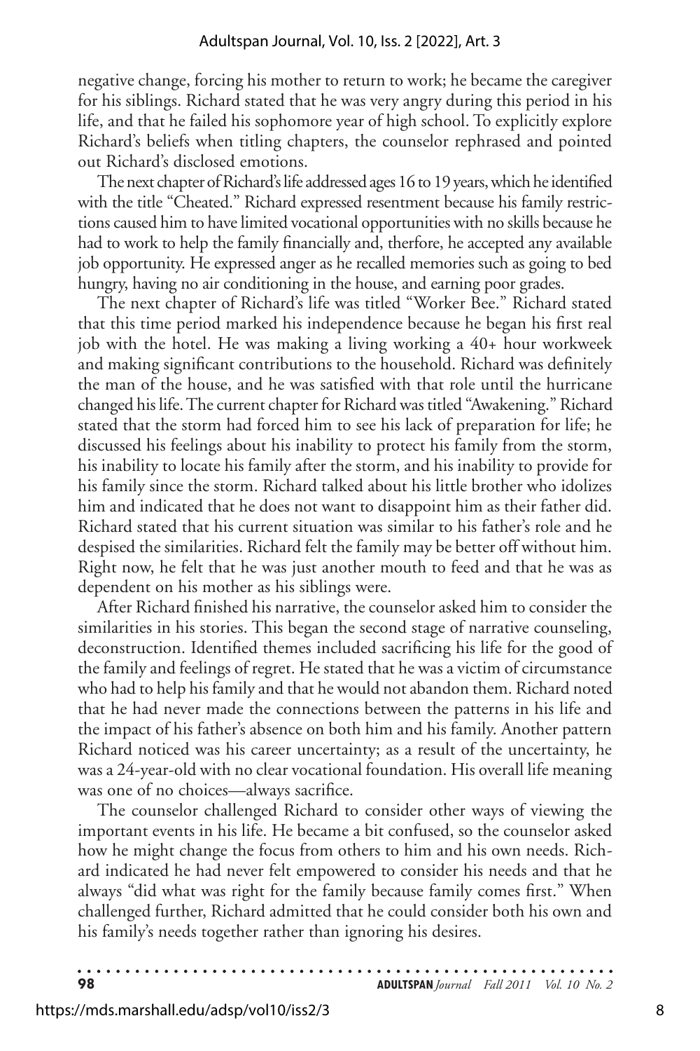negative change, forcing his mother to return to work; he became the caregiver for his siblings. Richard stated that he was very angry during this period in his life, and that he failed his sophomore year of high school. To explicitly explore Richard's beliefs when titling chapters, the counselor rephrased and pointed out Richard's disclosed emotions.

The next chapter of Richard's life addressed ages 16 to 19 years, which he identified with the title "Cheated." Richard expressed resentment because his family restrictions caused him to have limited vocational opportunities with no skills because he had to work to help the family financially and, therfore, he accepted any available job opportunity. He expressed anger as he recalled memories such as going to bed hungry, having no air conditioning in the house, and earning poor grades.

The next chapter of Richard's life was titled "Worker Bee." Richard stated that this time period marked his independence because he began his first real job with the hotel. He was making a living working a 40+ hour workweek and making significant contributions to the household. Richard was definitely the man of the house, and he was satisfied with that role until the hurricane changed his life. The current chapter for Richard was titled "Awakening." Richard stated that the storm had forced him to see his lack of preparation for life; he discussed his feelings about his inability to protect his family from the storm, his inability to locate his family after the storm, and his inability to provide for his family since the storm. Richard talked about his little brother who idolizes him and indicated that he does not want to disappoint him as their father did. Richard stated that his current situation was similar to his father's role and he despised the similarities. Richard felt the family may be better off without him. Right now, he felt that he was just another mouth to feed and that he was as dependent on his mother as his siblings were.

After Richard finished his narrative, the counselor asked him to consider the similarities in his stories. This began the second stage of narrative counseling, deconstruction. Identified themes included sacrificing his life for the good of the family and feelings of regret. He stated that he was a victim of circumstance who had to help his family and that he would not abandon them. Richard noted that he had never made the connections between the patterns in his life and the impact of his father's absence on both him and his family. Another pattern Richard noticed was his career uncertainty; as a result of the uncertainty, he was a 24-year-old with no clear vocational foundation. His overall life meaning was one of no choices—always sacrifice.

The counselor challenged Richard to consider other ways of viewing the important events in his life. He became a bit confused, so the counselor asked how he might change the focus from others to him and his own needs. Richard indicated he had never felt empowered to consider his needs and that he always "did what was right for the family because family comes first." When challenged further, Richard admitted that he could consider both his own and his family's needs together rather than ignoring his desires.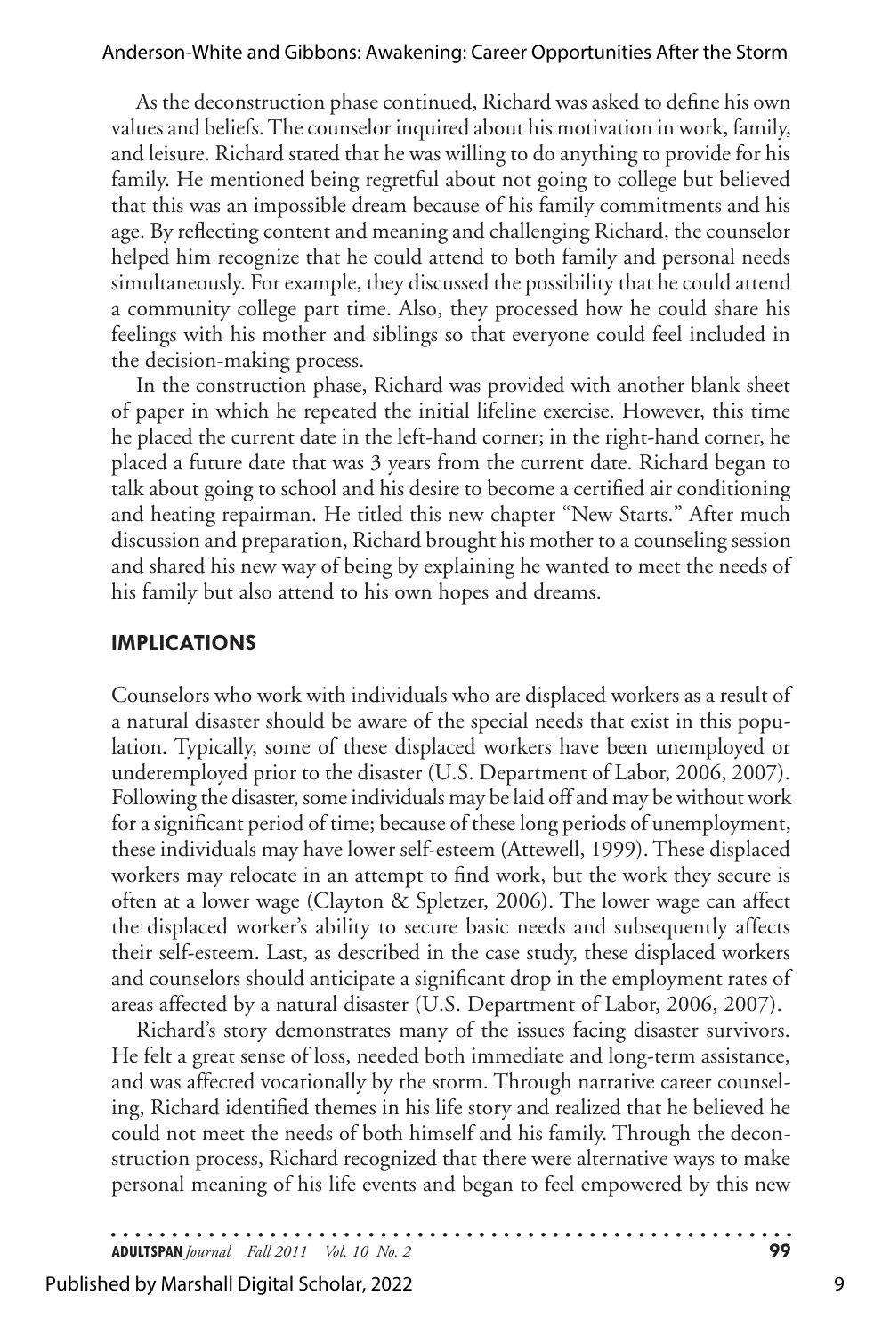As the deconstruction phase continued, Richard was asked to define his own values and beliefs. The counselor inquired about his motivation in work, family, and leisure. Richard stated that he was willing to do anything to provide for his family. He mentioned being regretful about not going to college but believed that this was an impossible dream because of his family commitments and his age. By reflecting content and meaning and challenging Richard, the counselor helped him recognize that he could attend to both family and personal needs simultaneously. For example, they discussed the possibility that he could attend a community college part time. Also, they processed how he could share his feelings with his mother and siblings so that everyone could feel included in the decision-making process.

In the construction phase, Richard was provided with another blank sheet of paper in which he repeated the initial lifeline exercise. However, this time he placed the current date in the left-hand corner; in the right-hand corner, he placed a future date that was 3 years from the current date. Richard began to talk about going to school and his desire to become a certified air conditioning and heating repairman. He titled this new chapter "New Starts." After much discussion and preparation, Richard brought his mother to a counseling session and shared his new way of being by explaining he wanted to meet the needs of his family but also attend to his own hopes and dreams.

## IMPLICATIONS

Counselors who work with individuals who are displaced workers as a result of a natural disaster should be aware of the special needs that exist in this population. Typically, some of these displaced workers have been unemployed or underemployed prior to the disaster (U.S. Department of Labor, 2006, 2007). Following the disaster, some individuals may be laid off and may be without work for a significant period of time; because of these long periods of unemployment, these individuals may have lower self-esteem (Attewell, 1999). These displaced workers may relocate in an attempt to find work, but the work they secure is often at a lower wage (Clayton & Spletzer, 2006). The lower wage can affect the displaced worker's ability to secure basic needs and subsequently affects their self-esteem. Last, as described in the case study, these displaced workers and counselors should anticipate a significant drop in the employment rates of areas affected by a natural disaster (U.S. Department of Labor, 2006, 2007).

Richard's story demonstrates many of the issues facing disaster survivors. He felt a great sense of loss, needed both immediate and long-term assistance, and was affected vocationally by the storm. Through narrative career counseling, Richard identified themes in his life story and realized that he believed he could not meet the needs of both himself and his family. Through the deconstruction process, Richard recognized that there were alternative ways to make personal meaning of his life events and began to feel empowered by this new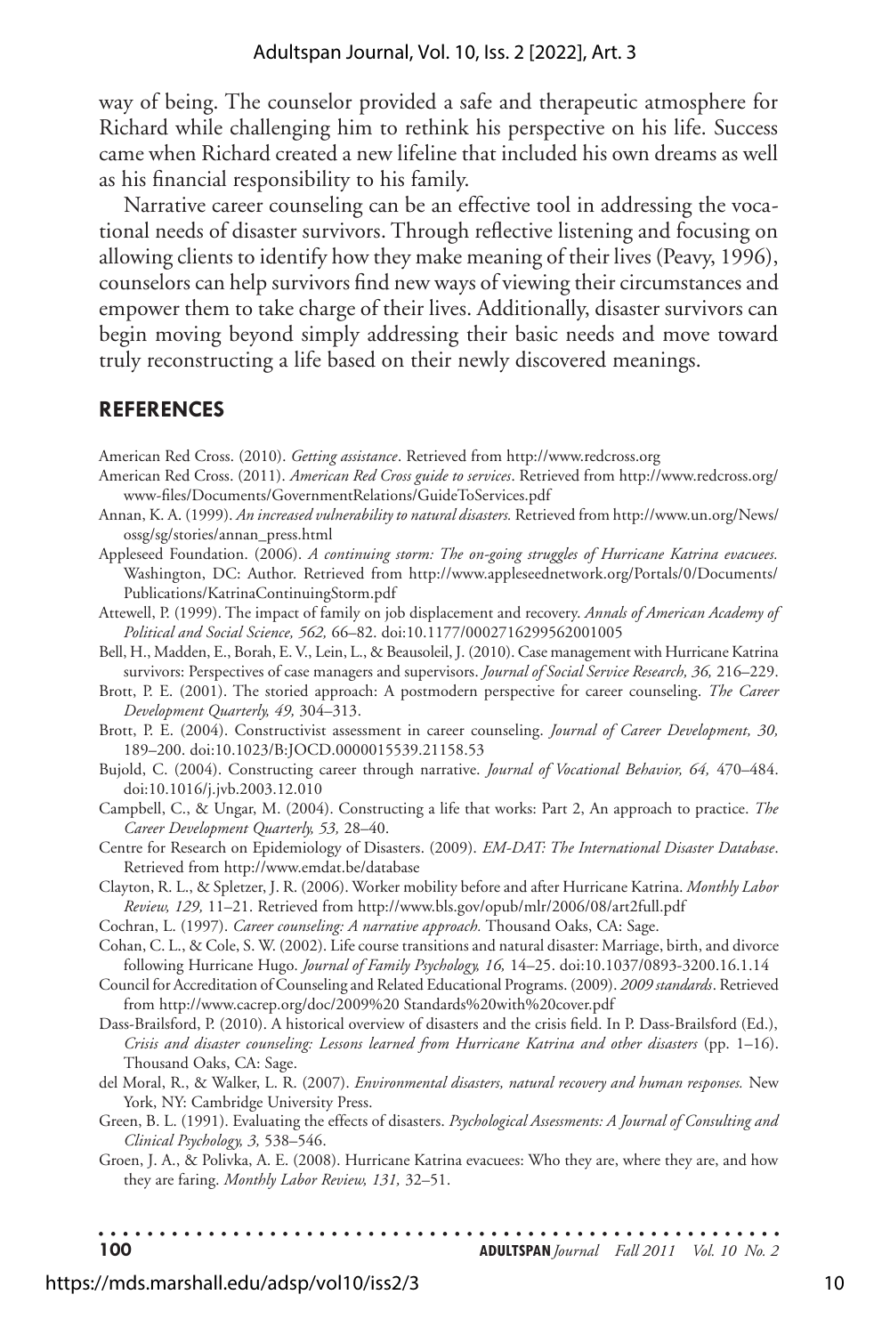way of being. The counselor provided a safe and therapeutic atmosphere for Richard while challenging him to rethink his perspective on his life. Success came when Richard created a new lifeline that included his own dreams as well as his financial responsibility to his family.

Narrative career counseling can be an effective tool in addressing the vocational needs of disaster survivors. Through reflective listening and focusing on allowing clients to identify how they make meaning of their lives (Peavy, 1996), counselors can help survivors find new ways of viewing their circumstances and empower them to take charge of their lives. Additionally, disaster survivors can begin moving beyond simply addressing their basic needs and move toward truly reconstructing a life based on their newly discovered meanings.

## REFERENCES

American Red Cross. (2010). *Getting assistance*. Retrieved from http://www.redcross.org

American Red Cross. (2011). *American Red Cross guide to services*. Retrieved from http://www.redcross.org/www-files/Documents/GovernmentRelations/GuideToServices.pdf

Annan, K. A. (1999). *An increased vulnerability to natural disasters.* Retrieved from http://www.un.org/News/ossg/sg/stories/annan_press.html

Appleseed Foundation. (2006). *A continuing storm: The on-going struggles of Hurricane Katrina evacuees.* Washington, DC: Author. Retrieved from http://www.appleseednetwork.org/Portals/0/Documents/Publications/KatrinaContinuingStorm.pdf

Attewell, P. (1999). The impact of family on job displacement and recovery. *Annals of American Academy of Political and Social Science, 562,* 66–82. doi:10.1177/0002716299562001005

Bell, H., Madden, E., Borah, E. V., Lein, L., & Beausoleil, J. (2010). Case management with Hurricane Katrina survivors: Perspectives of case managers and supervisors. *Journal of Social Service Research, 36,* 216–229.

Brott, P. E. (2001). The storied approach: A postmodern perspective for career counseling. *The Career Development Quarterly, 49,* 304–313.

Brott, P. E. (2004). Constructivist assessment in career counseling. *Journal of Career Development, 30,* 189–200. doi:10.1023/B:JOCD.0000015539.21158.53

Bujold, C. (2004). Constructing career through narrative. *Journal of Vocational Behavior, 64,* 470–484. doi:10.1016/j.jvb.2003.12.010

Campbell, C., & Ungar, M. (2004). Constructing a life that works: Part 2, An approach to practice. *The Career Development Quarterly, 53,* 28–40.

Centre for Research on Epidemiology of Disasters. (2009). *EM-DAT: The International Disaster Database*. Retrieved from http://www.emdat.be/database

Clayton, R. L., & Spletzer, J. R. (2006). Worker mobility before and after Hurricane Katrina. *Monthly Labor Review, 129,* 11–21. Retrieved from http://www.bls.gov/opub/mlr/2006/08/art2full.pdf

Cochran, L. (1997). *Career counseling: A narrative approach.* Thousand Oaks, CA: Sage.

Cohan, C. L., & Cole, S. W. (2002). Life course transitions and natural disaster: Marriage, birth, and divorce following Hurricane Hugo. *Journal of Family Psychology, 16,* 14–25. doi:10.1037/0893-3200.16.1.14

Council for Accreditation of Counseling and Related Educational Programs. (2009). *2009 standards*. Retrieved from http://www.cacrep.org/doc/2009%20 Standards%20with%20cover.pdf

Dass-Brailsford, P. (2010). A historical overview of disasters and the crisis field. In P. Dass-Brailsford (Ed.), *Crisis and disaster counseling: Lessons learned from Hurricane Katrina and other disasters* (pp. 1–16). Thousand Oaks, CA: Sage.

del Moral, R., & Walker, L. R. (2007). *Environmental disasters, natural recovery and human responses.* New York, NY: Cambridge University Press.

Green, B. L. (1991). Evaluating the effects of disasters. *Psychological Assessments: A Journal of Consulting and Clinical Psychology, 3,* 538–546.

Groen, J. A., & Polivka, A. E. (2008). Hurricane Katrina evacuees: Who they are, where they are, and how they are faring. *Monthly Labor Review, 131,* 32–51.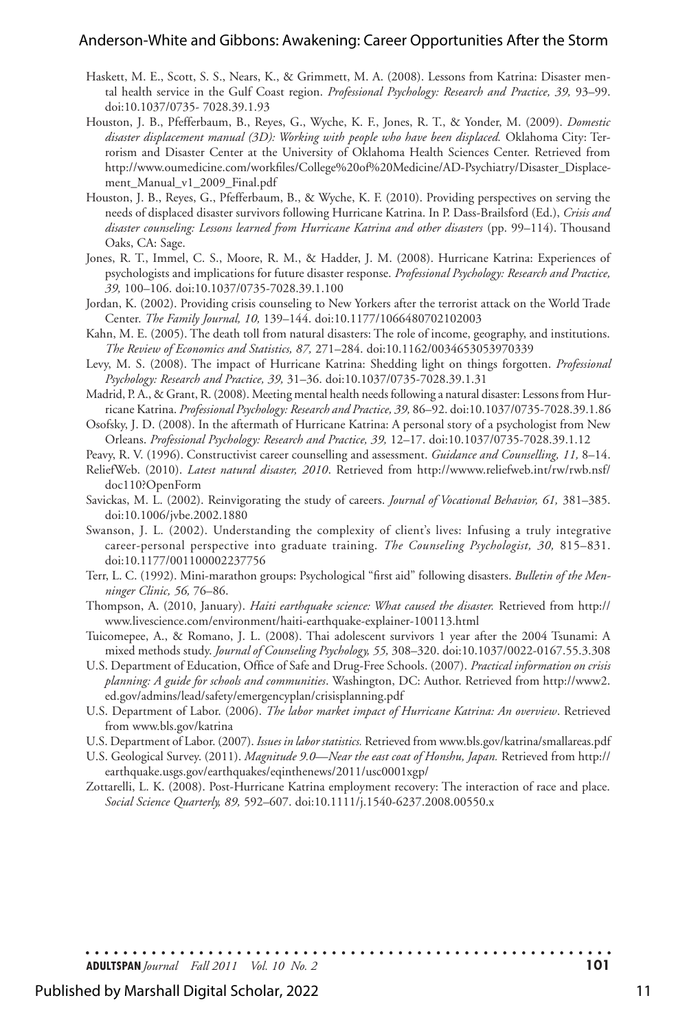Haskett, M. E., Scott, S. S., Nears, K., & Grimmett, M. A. (2008). Lessons from Katrina: Disaster mental health service in the Gulf Coast region. *Professional Psychology: Research and Practice, 39,* 93–99. doi:10.1037/0735- 7028.39.1.93

Houston, J. B., Pfefferbaum, B., Reyes, G., Wyche, K. F., Jones, R. T., & Yonder, M. (2009). *Domestic disaster displacement manual (3D): Working with people who have been displaced.* Oklahoma City: Terrorism and Disaster Center at the University of Oklahoma Health Sciences Center. Retrieved from http://www.oumedicine.com/workfiles/College%20of%20Medicine/AD-Psychiatry/Disaster_Displacement_Manual_v1_2009_Final.pdf

Houston, J. B., Reyes, G., Pfefferbaum, B., & Wyche, K. F. (2010). Providing perspectives on serving the needs of displaced disaster survivors following Hurricane Katrina. In P. Dass-Brailsford (Ed.), *Crisis and disaster counseling: Lessons learned from Hurricane Katrina and other disasters* (pp. 99–114). Thousand Oaks, CA: Sage.

Jones, R. T., Immel, C. S., Moore, R. M., & Hadder, J. M. (2008). Hurricane Katrina: Experiences of psychologists and implications for future disaster response. *Professional Psychology: Research and Practice, 39,* 100–106. doi:10.1037/0735-7028.39.1.100

Jordan, K. (2002). Providing crisis counseling to New Yorkers after the terrorist attack on the World Trade Center. *The Family Journal, 10,* 139–144. doi:10.1177/1066480702102003

Kahn, M. E. (2005). The death toll from natural disasters: The role of income, geography, and institutions. *The Review of Economics and Statistics, 87,* 271–284. doi:10.1162/0034653053970339

Levy, M. S. (2008). The impact of Hurricane Katrina: Shedding light on things forgotten. *Professional Psychology: Research and Practice, 39,* 31–36. doi:10.1037/0735-7028.39.1.31

Madrid, P. A., & Grant, R. (2008). Meeting mental health needs following a natural disaster: Lessons from Hurricane Katrina. *Professional Psychology: Research and Practice, 39,* 86–92. doi:10.1037/0735-7028.39.1.86

Osofsky, J. D. (2008). In the aftermath of Hurricane Katrina: A personal story of a psychologist from New Orleans. *Professional Psychology: Research and Practice, 39,* 12–17. doi:10.1037/0735-7028.39.1.12

Peavy, R. V. (1996). Constructivist career counselling and assessment. *Guidance and Counselling, 11,* 8–14.

ReliefWeb. (2010). *Latest natural disaster, 2010*. Retrieved from http://wwww.reliefweb.int/rw/rwb.nsf/doc110?OpenForm

Savickas, M. L. (2002). Reinvigorating the study of careers. *Journal of Vocational Behavior, 61,* 381–385. doi:10.1006/jvbe.2002.1880

Swanson, J. L. (2002). Understanding the complexity of client's lives: Infusing a truly integrative career-personal perspective into graduate training. *The Counseling Psychologist, 30,* 815–831. doi:10.1177/001100002237756

Terr, L. C. (1992). Mini-marathon groups: Psychological "first aid" following disasters. *Bulletin of the Menninger Clinic, 56,* 76–86.

Thompson, A. (2010, January). *Haiti earthquake science: What caused the disaster.* Retrieved from http://www.livescience.com/environment/haiti-earthquake-explainer-100113.html

Tuicomepee, A., & Romano, J. L. (2008). Thai adolescent survivors 1 year after the 2004 Tsunami: A mixed methods study. *Journal of Counseling Psychology, 55,* 308–320. doi:10.1037/0022-0167.55.3.308

U.S. Department of Education, Office of Safe and Drug-Free Schools. (2007). *Practical information on crisis planning: A guide for schools and communities*. Washington, DC: Author. Retrieved from http://www2.ed.gov/admins/lead/safety/emergencyplan/crisisplanning.pdf

U.S. Department of Labor. (2006). *The labor market impact of Hurricane Katrina: An overview*. Retrieved from www.bls.gov/katrina

U.S. Department of Labor. (2007). *Issues in labor statistics.* Retrieved from www.bls.gov/katrina/smallareas.pdf

U.S. Geological Survey. (2011). *Magnitude 9.0—Near the east coat of Honshu, Japan.* Retrieved from http://earthquake.usgs.gov/earthquakes/eqinthenews/2011/usc0001xgp/

Zottarelli, L. K. (2008). Post-Hurricane Katrina employment recovery: The interaction of race and place. *Social Science Quarterly, 89,* 592–607. doi:10.1111/j.1540-6237.2008.00550.x